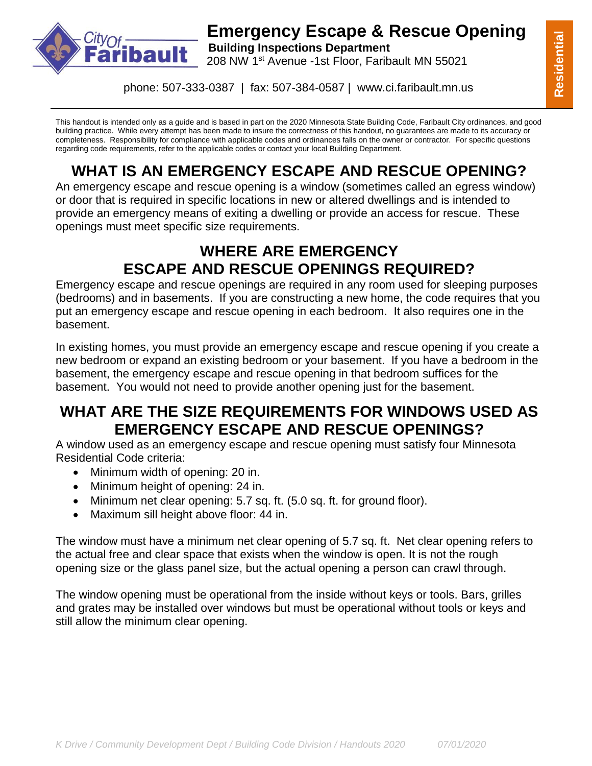# Emergency Escape & Rescue Opening

**Building Inspections Department**
208 NW 1st Avenue -1st Floor, Faribault MN 55021

phone: 507-333-0387 | fax: 507-384-0587 | www.ci.faribault.mn.us

**Residential**

This handout is intended only as a guide and is based in part on the 2020 Minnesota State Building Code, Faribault City ordinances, and good building practice. While every attempt has been made to insure the correctness of this handout, no guarantees are made to its accuracy or completeness. Responsibility for compliance with applicable codes and ordinances falls on the owner or contractor. For specific questions regarding code requirements, refer to the applicable codes or contact your local Building Department.

## WHAT IS AN EMERGENCY ESCAPE AND RESCUE OPENING?

An emergency escape and rescue opening is a window (sometimes called an egress window) or door that is required in specific locations in new or altered dwellings and is intended to provide an emergency means of exiting a dwelling or provide an access for rescue. These openings must meet specific size requirements.

## WHERE ARE EMERGENCY ESCAPE AND RESCUE OPENINGS REQUIRED?

Emergency escape and rescue openings are required in any room used for sleeping purposes (bedrooms) and in basements. If you are constructing a new home, the code requires that you put an emergency escape and rescue opening in each bedroom. It also requires one in the basement.

In existing homes, you must provide an emergency escape and rescue opening if you create a new bedroom or expand an existing bedroom or your basement. If you have a bedroom in the basement, the emergency escape and rescue opening in that bedroom suffices for the basement. You would not need to provide another opening just for the basement.

## WHAT ARE THE SIZE REQUIREMENTS FOR WINDOWS USED AS EMERGENCY ESCAPE AND RESCUE OPENINGS?

A window used as an emergency escape and rescue opening must satisfy four Minnesota Residential Code criteria:

- Minimum width of opening: 20 in.
- Minimum height of opening: 24 in.
- Minimum net clear opening: 5.7 sq. ft. (5.0 sq. ft. for ground floor).
- Maximum sill height above floor: 44 in.

The window must have a minimum net clear opening of 5.7 sq. ft. Net clear opening refers to the actual free and clear space that exists when the window is open. It is not the rough opening size or the glass panel size, but the actual opening a person can crawl through.

The window opening must be operational from the inside without keys or tools. Bars, grilles and grates may be installed over windows but must be operational without tools or keys and still allow the minimum clear opening.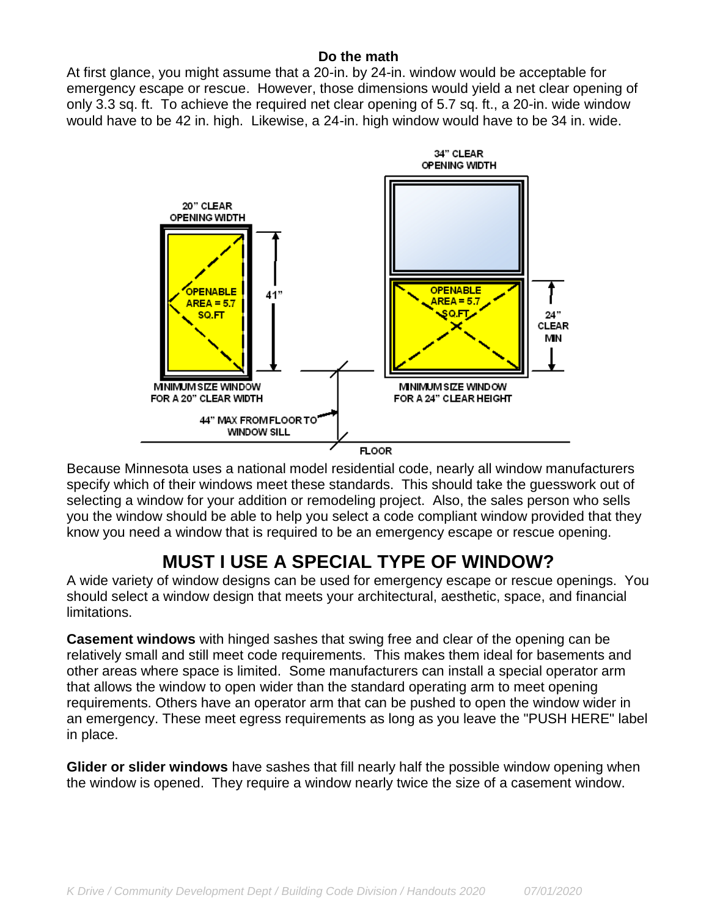**Do the math**

At first glance, you might assume that a 20-in. by 24-in. window would be acceptable for emergency escape or rescue. However, those dimensions would yield a net clear opening of only 3.3 sq. ft. To achieve the required net clear opening of 5.7 sq. ft., a 20-in. wide window would have to be 42 in. high. Likewise, a 24-in. high window would have to be 34 in. wide.

20" CLEAR OPENING WIDTH

OPENABLE AREA = 5.7 SQ.FT

41"

MINIMUM SIZE WINDOW FOR A 20" CLEAR WIDTH

34" CLEAR OPENING WIDTH

OPENABLE AREA = 5.7 SQ.FT

24" CLEAR MIN

MINIMUM SIZE WINDOW FOR A 24" CLEAR HEIGHT

44" MAX FROM FLOOR TO WINDOW SILL

FLOOR

Because Minnesota uses a national model residential code, nearly all window manufacturers specify which of their windows meet these standards. This should take the guesswork out of selecting a window for your addition or remodeling project. Also, the sales person who sells you the window should be able to help you select a code compliant window provided that they know you need a window that is required to be an emergency escape or rescue opening.

## MUST I USE A SPECIAL TYPE OF WINDOW?

A wide variety of window designs can be used for emergency escape or rescue openings. You should select a window design that meets your architectural, aesthetic, space, and financial limitations.

**Casement windows** with hinged sashes that swing free and clear of the opening can be relatively small and still meet code requirements. This makes them ideal for basements and other areas where space is limited. Some manufacturers can install a special operator arm that allows the window to open wider than the standard operating arm to meet opening requirements. Others have an operator arm that can be pushed to open the window wider in an emergency. These meet egress requirements as long as you leave the "PUSH HERE" label in place.

**Glider or slider windows** have sashes that fill nearly half the possible window opening when the window is opened. They require a window nearly twice the size of a casement window.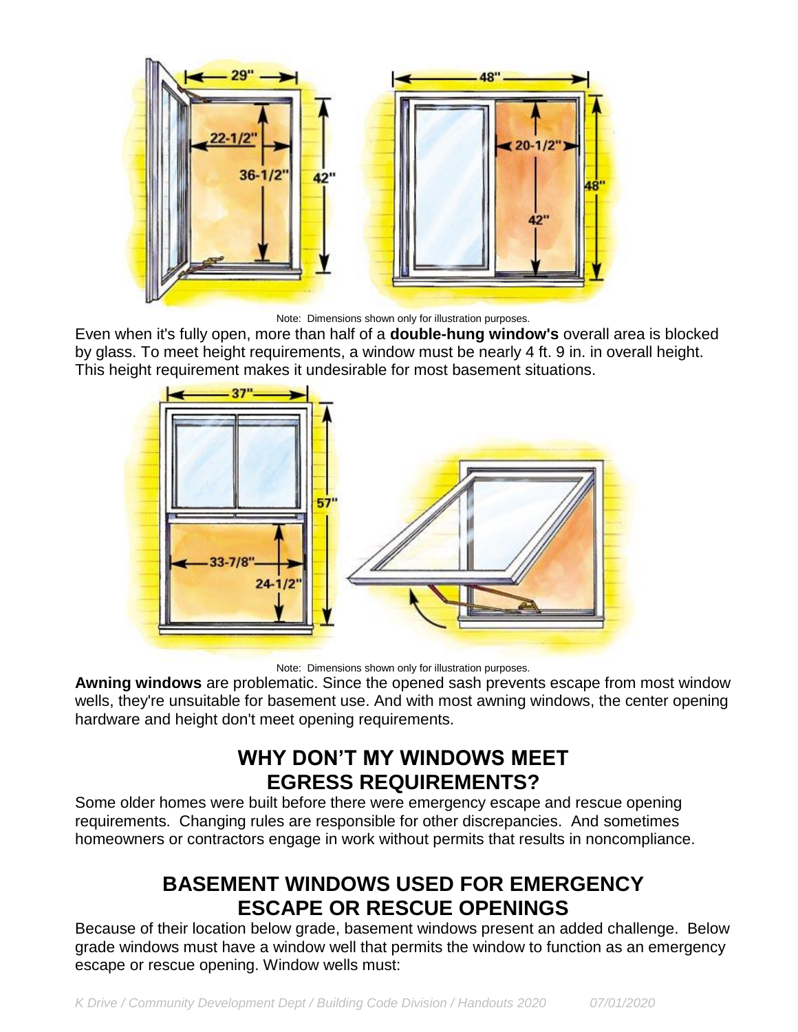29"

22-1/2"

36-1/2"

42"

48"

20-1/2"

48"

42"

Note: Dimensions shown only for illustration purposes.

Even when it's fully open, more than half of a **double-hung window's** overall area is blocked by glass. To meet height requirements, a window must be nearly 4 ft. 9 in. in overall height. This height requirement makes it undesirable for most basement situations.

37"

57"

33-7/8"

24-1/2"

Note: Dimensions shown only for illustration purposes.

**Awning windows** are problematic. Since the opened sash prevents escape from most window wells, they're unsuitable for basement use. And with most awning windows, the center opening hardware and height don't meet opening requirements.

## WHY DON'T MY WINDOWS MEET EGRESS REQUIREMENTS?

Some older homes were built before there were emergency escape and rescue opening requirements. Changing rules are responsible for other discrepancies. And sometimes homeowners or contractors engage in work without permits that results in noncompliance.

## BASEMENT WINDOWS USED FOR EMERGENCY ESCAPE OR RESCUE OPENINGS

Because of their location below grade, basement windows present an added challenge. Below grade windows must have a window well that permits the window to function as an emergency escape or rescue opening. Window wells must: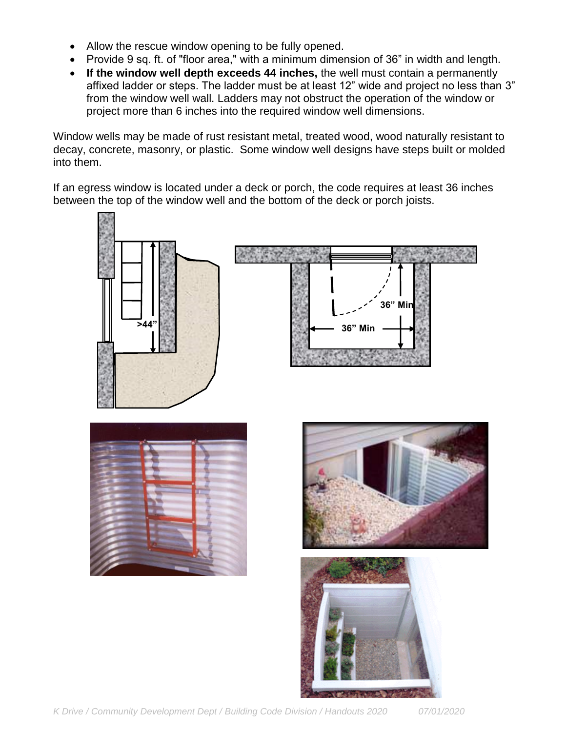- Allow the rescue window opening to be fully opened.
- Provide 9 sq. ft. of "floor area," with a minimum dimension of 36" in width and length.
- **If the window well depth exceeds 44 inches,** the well must contain a permanently affixed ladder or steps. The ladder must be at least 12" wide and project no less than 3" from the window well wall. Ladders may not obstruct the operation of the window or project more than 6 inches into the required window well dimensions.

Window wells may be made of rust resistant metal, treated wood, wood naturally resistant to decay, concrete, masonry, or plastic. Some window well designs have steps built or molded into them.

If an egress window is located under a deck or porch, the code requires at least 36 inches between the top of the window well and the bottom of the deck or porch joists.

>44"

36" Min

36" Min